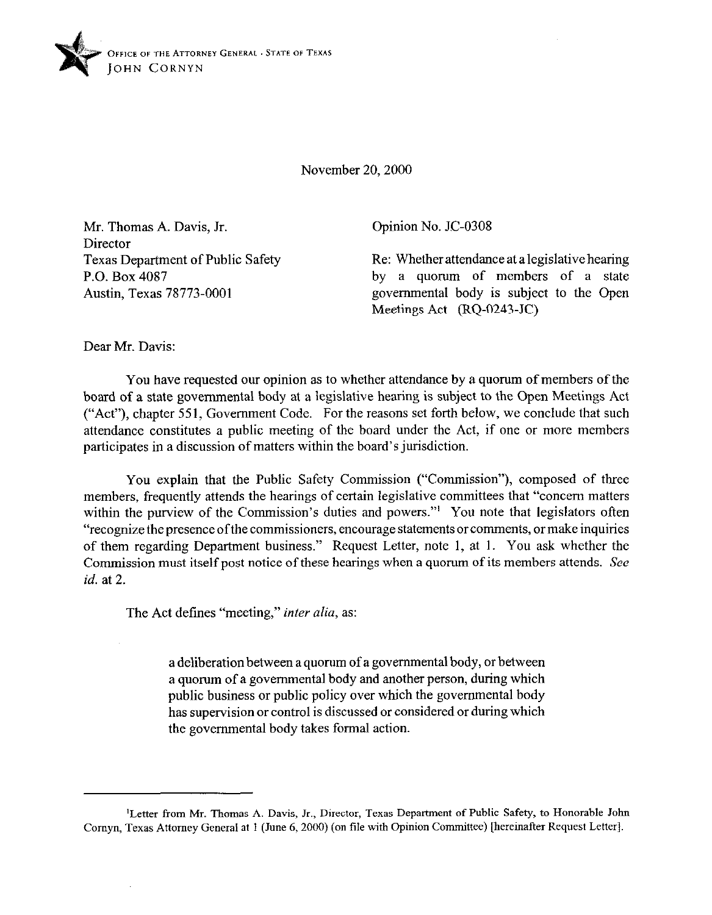OFFICE OF THE ATTORNEY GENERAL · STATE OF TEXAS
JOHN CORNYN

November 20, 2000

Mr. Thomas A. Davis, Jr.
Director
Texas Department of Public Safety
P.O. Box 4087
Austin, Texas 78773-0001

Opinion No. JC-0308

Re: Whether attendance at a legislative hearing by a quorum of members of a state governmental body is subject to the Open Meetings Act (RQ-0243-JC)

Dear Mr. Davis:

You have requested our opinion as to whether attendance by a quorum of members of the board of a state governmental body at a legislative hearing is subject to the Open Meetings Act ("Act"), chapter 551, Government Code. For the reasons set forth below, we conclude that such attendance constitutes a public meeting of the board under the Act, if one or more members participates in a discussion of matters within the board's jurisdiction.

You explain that the Public Safety Commission ("Commission"), composed of three members, frequently attends the hearings of certain legislative committees that "concern matters within the purview of the Commission's duties and powers."[1] You note that legislators often "recognize the presence of the commissioners, encourage statements or comments, or make inquiries of them regarding Department business." Request Letter, note 1, at 1. You ask whether the Commission must itself post notice of these hearings when a quorum of its members attends. *See id.* at 2.

The Act defines "meeting," *inter alia*, as:

> a deliberation between a quorum of a governmental body, or between a quorum of a governmental body and another person, during which public business or public policy over which the governmental body has supervision or control is discussed or considered or during which the governmental body takes formal action.

---

[1]Letter from Mr. Thomas A. Davis, Jr., Director, Texas Department of Public Safety, to Honorable John Cornyn, Texas Attorney General at 1 (June 6, 2000) (on file with Opinion Committee) [hereinafter Request Letter].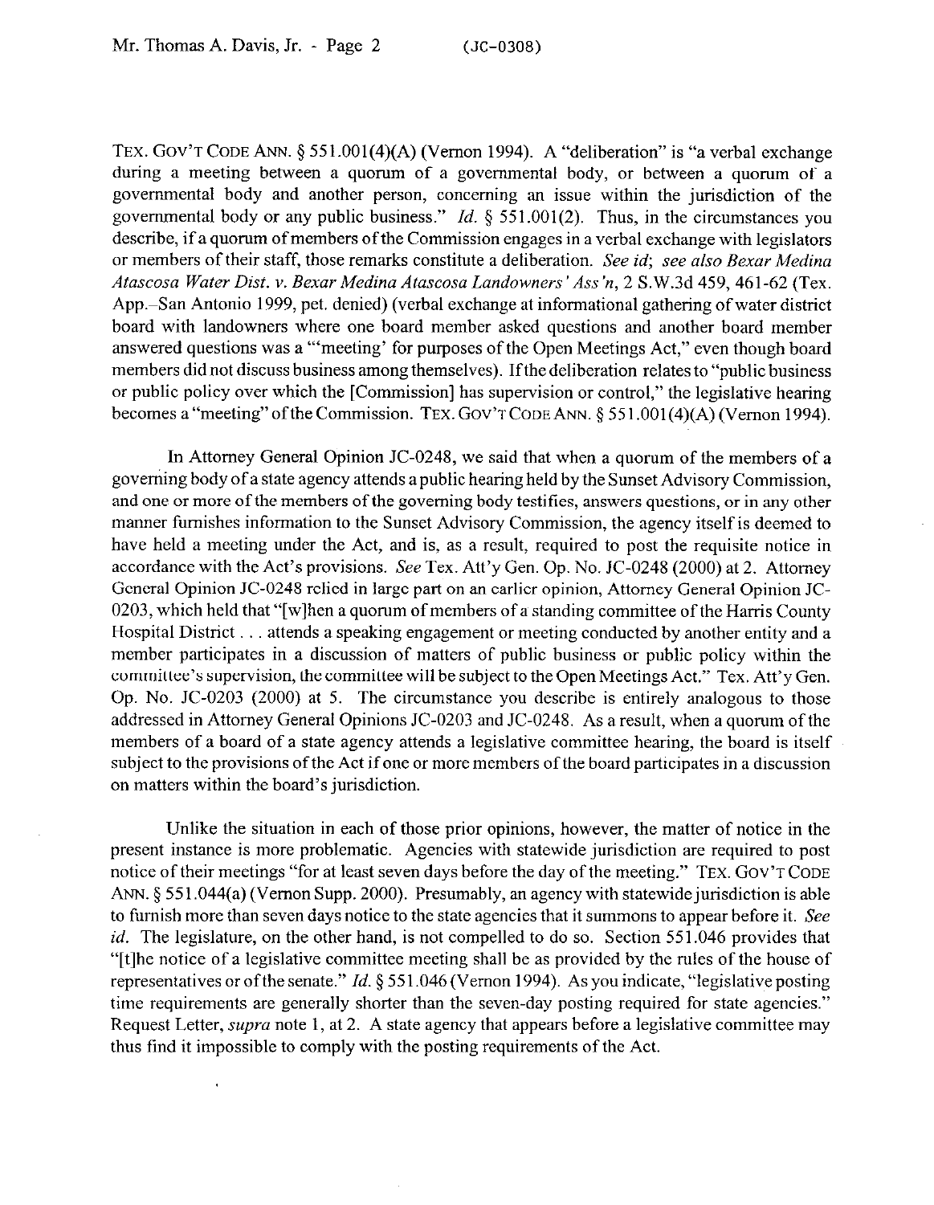TEX. GOV'T CODE ANN. § 551.001(4)(A) (Vernon 1994). A "deliberation" is "a verbal exchange during a meeting between a quorum of a governmental body, or between a quorum of a governmental body and another person, concerning an issue within the jurisdiction of the governmental body or any public business." *Id.* § 551.001(2). Thus, in the circumstances you describe, if a quorum of members of the Commission engages in a verbal exchange with legislators or members of their staff, those remarks constitute a deliberation. *See id*; *see also Bexar Medina Atascosa Water Dist. v. Bexar Medina Atascosa Landowners' Ass'n*, 2 S.W.3d 459, 461-62 (Tex. App.–San Antonio 1999, pet. denied) (verbal exchange at informational gathering of water district board with landowners where one board member asked questions and another board member answered questions was a "'meeting' for purposes of the Open Meetings Act," even though board members did not discuss business among themselves). If the deliberation relates to "public business or public policy over which the [Commission] has supervision or control," the legislative hearing becomes a "meeting" of the Commission. TEX. GOV'T CODE ANN. § 551.001(4)(A) (Vernon 1994).

In Attorney General Opinion JC-0248, we said that when a quorum of the members of a governing body of a state agency attends a public hearing held by the Sunset Advisory Commission, and one or more of the members of the governing body testifies, answers questions, or in any other manner furnishes information to the Sunset Advisory Commission, the agency itself is deemed to have held a meeting under the Act, and is, as a result, required to post the requisite notice in accordance with the Act's provisions. *See* Tex. Att'y Gen. Op. No. JC-0248 (2000) at 2. Attorney General Opinion JC-0248 relied in large part on an earlier opinion, Attorney General Opinion JC-0203, which held that "[w]hen a quorum of members of a standing committee of the Harris County Hospital District . . . attends a speaking engagement or meeting conducted by another entity and a member participates in a discussion of matters of public business or public policy within the committee's supervision, the committee will be subject to the Open Meetings Act." Tex. Att'y Gen. Op. No. JC-0203 (2000) at 5. The circumstance you describe is entirely analogous to those addressed in Attorney General Opinions JC-0203 and JC-0248. As a result, when a quorum of the members of a board of a state agency attends a legislative committee hearing, the board is itself subject to the provisions of the Act if one or more members of the board participates in a discussion on matters within the board's jurisdiction.

Unlike the situation in each of those prior opinions, however, the matter of notice in the present instance is more problematic. Agencies with statewide jurisdiction are required to post notice of their meetings "for at least seven days before the day of the meeting." TEX. GOV'T CODE ANN. § 551.044(a) (Vernon Supp. 2000). Presumably, an agency with statewide jurisdiction is able to furnish more than seven days notice to the state agencies that it summons to appear before it. *See id.* The legislature, on the other hand, is not compelled to do so. Section 551.046 provides that "[t]he notice of a legislative committee meeting shall be as provided by the rules of the house of representatives or of the senate." *Id.* § 551.046 (Vernon 1994). As you indicate, "legislative posting time requirements are generally shorter than the seven-day posting required for state agencies." Request Letter, *supra* note 1, at 2. A state agency that appears before a legislative committee may thus find it impossible to comply with the posting requirements of the Act.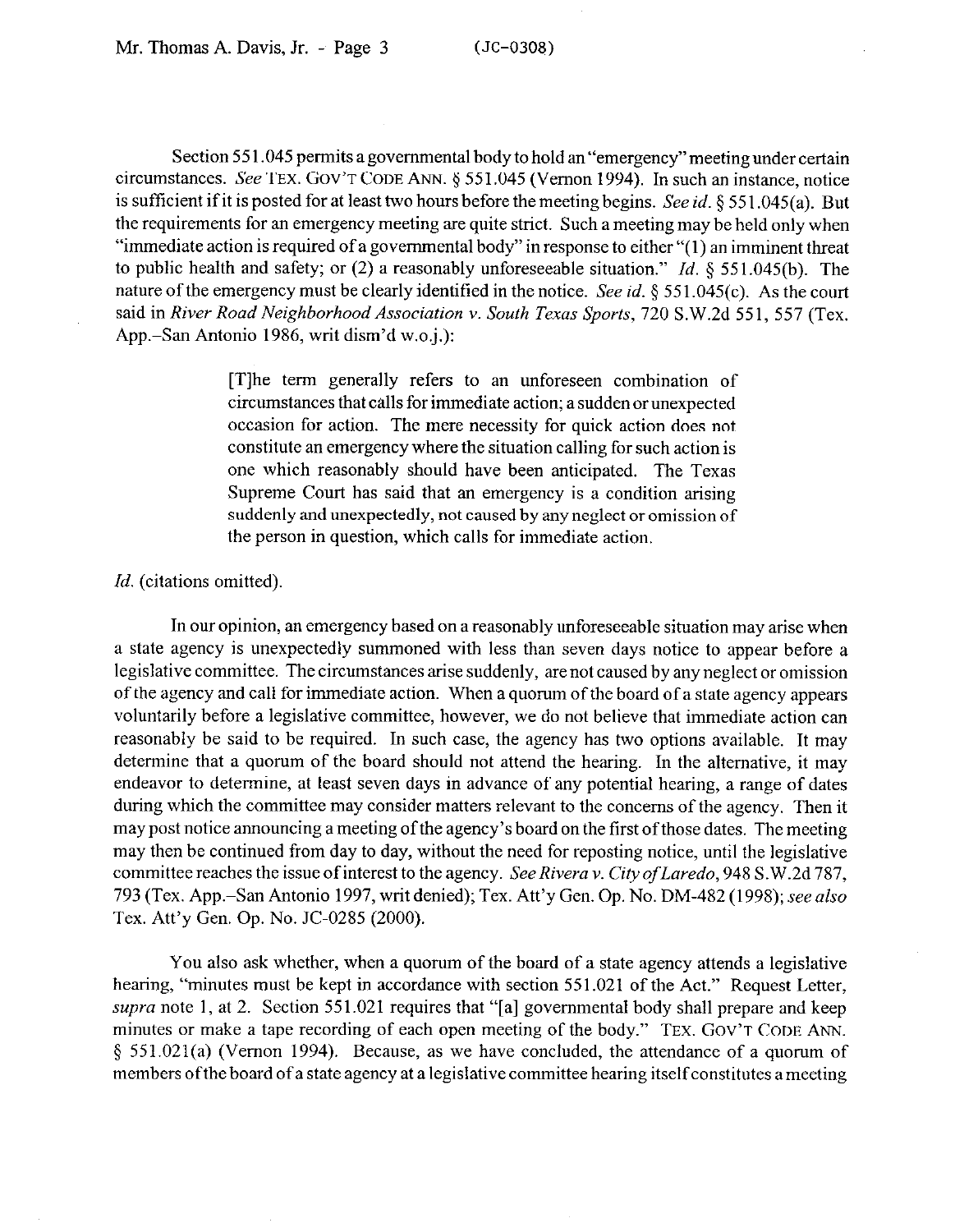Section 551.045 permits a governmental body to hold an "emergency" meeting under certain circumstances. *See* TEX. GOV'T CODE ANN. § 551.045 (Vernon 1994). In such an instance, notice is sufficient if it is posted for at least two hours before the meeting begins. *See id.* § 551.045(a). But the requirements for an emergency meeting are quite strict. Such a meeting may be held only when "immediate action is required of a governmental body" in response to either "(1) an imminent threat to public health and safety; or (2) a reasonably unforeseeable situation." *Id.* § 551.045(b). The nature of the emergency must be clearly identified in the notice. *See id.* § 551.045(c). As the court said in *River Road Neighborhood Association v. South Texas Sports*, 720 S.W.2d 551, 557 (Tex. App.–San Antonio 1986, writ dism'd w.o.j.):

> [T]he term generally refers to an unforeseen combination of circumstances that calls for immediate action; a sudden or unexpected occasion for action. The mere necessity for quick action does not constitute an emergency where the situation calling for such action is one which reasonably should have been anticipated. The Texas Supreme Court has said that an emergency is a condition arising suddenly and unexpectedly, not caused by any neglect or omission of the person in question, which calls for immediate action.

*Id.* (citations omitted).

In our opinion, an emergency based on a reasonably unforeseeable situation may arise when a state agency is unexpectedly summoned with less than seven days notice to appear before a legislative committee. The circumstances arise suddenly, are not caused by any neglect or omission of the agency and call for immediate action. When a quorum of the board of a state agency appears voluntarily before a legislative committee, however, we do not believe that immediate action can reasonably be said to be required. In such case, the agency has two options available. It may determine that a quorum of the board should not attend the hearing. In the alternative, it may endeavor to determine, at least seven days in advance of any potential hearing, a range of dates during which the committee may consider matters relevant to the concerns of the agency. Then it may post notice announcing a meeting of the agency's board on the first of those dates. The meeting may then be continued from day to day, without the need for reposting notice, until the legislative committee reaches the issue of interest to the agency. *See Rivera v. City of Laredo*, 948 S.W.2d 787, 793 (Tex. App.–San Antonio 1997, writ denied); Tex. Att'y Gen. Op. No. DM-482 (1998); *see also* Tex. Att'y Gen. Op. No. JC-0285 (2000).

You also ask whether, when a quorum of the board of a state agency attends a legislative hearing, "minutes must be kept in accordance with section 551.021 of the Act." Request Letter, *supra* note 1, at 2. Section 551.021 requires that "[a] governmental body shall prepare and keep minutes or make a tape recording of each open meeting of the body." TEX. GOV'T CODE ANN. § 551.021(a) (Vernon 1994). Because, as we have concluded, the attendance of a quorum of members of the board of a state agency at a legislative committee hearing itself constitutes a meeting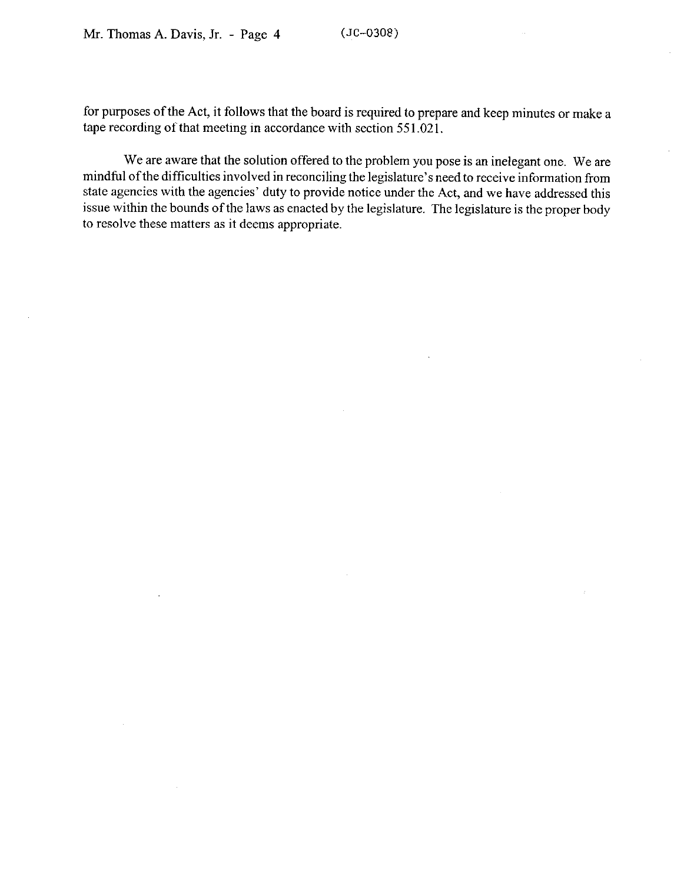for purposes of the Act, it follows that the board is required to prepare and keep minutes or make a tape recording of that meeting in accordance with section 551.021.

We are aware that the solution offered to the problem you pose is an inelegant one. We are mindful of the difficulties involved in reconciling the legislature's need to receive information from state agencies with the agencies' duty to provide notice under the Act, and we have addressed this issue within the bounds of the laws as enacted by the legislature. The legislature is the proper body to resolve these matters as it deems appropriate.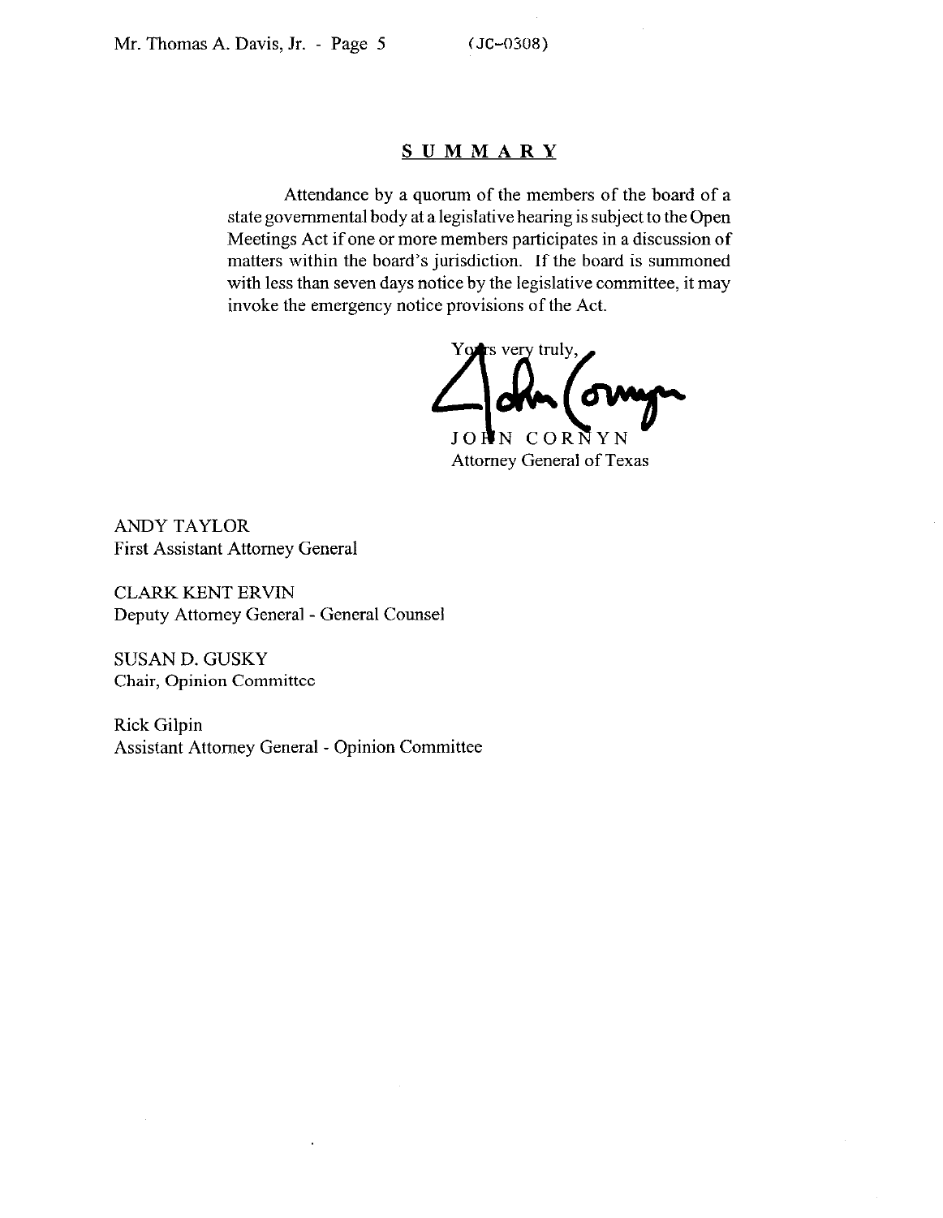## SUMMARY

Attendance by a quorum of the members of the board of a state governmental body at a legislative hearing is subject to the Open Meetings Act if one or more members participates in a discussion of matters within the board's jurisdiction. If the board is summoned with less than seven days notice by the legislative committee, it may invoke the emergency notice provisions of the Act.

Yours very truly,

JOHN CORNYN
Attorney General of Texas

ANDY TAYLOR
First Assistant Attorney General

CLARK KENT ERVIN
Deputy Attorney General - General Counsel

SUSAN D. GUSKY
Chair, Opinion Committee

Rick Gilpin
Assistant Attorney General - Opinion Committee